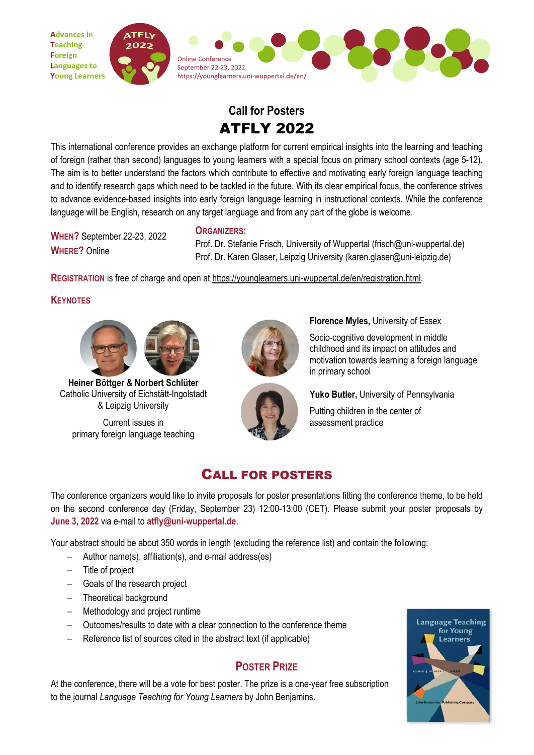Advances in Teaching Foreign Languages to Young Learners

ATFLY 2022

Online Conference
September 22-23, 2022
https://younglearners.uni-wuppertal.de/en/

## Call for Posters

# ATFLY 2022

This international conference provides an exchange platform for current empirical insights into the learning and teaching of foreign (rather than second) languages to young learners with a special focus on primary school contexts (age 5-12). The aim is to better understand the factors which contribute to effective and motivating early foreign language teaching and to identify research gaps which need to be tackled in the future. With its clear empirical focus, the conference strives to advance evidence-based insights into early foreign language learning in instructional contexts. While the conference language will be English, research on any target language and from any part of the globe is welcome.

**WHEN?** September 22-23, 2022
**WHERE?** Online

**ORGANIZERS:**
Prof. Dr. Stefanie Frisch, University of Wuppertal (frisch@uni-wuppertal.de)
Prof. Dr. Karen Glaser, Leipzig University (karen.glaser@uni-leipzig.de)

**REGISTRATION** is free of charge and open at https://younglearners.uni-wuppertal.de/en/registration.html.

### KEYNOTES

**Heiner Böttger & Norbert Schlüter**
Catholic University of Eichstätt-Ingolstadt & Leipzig University

Current issues in primary foreign language teaching

**Florence Myles,** University of Essex

Socio-cognitive development in middle childhood and its impact on attitudes and motivation towards learning a foreign language in primary school

**Yuko Butler,** University of Pennsylvania

Putting children in the center of assessment practice

## CALL FOR POSTERS

The conference organizers would like to invite proposals for poster presentations fitting the conference theme, to be held on the second conference day (Friday, September 23) 12:00-13:00 (CET). Please submit your poster proposals by **June 3, 2022** via e-mail to **atfly@uni-wuppertal.de**.

Your abstract should be about 350 words in length (excluding the reference list) and contain the following:

- Author name(s), affiliation(s), and e-mail address(es)
- Title of project
- Goals of the research project
- Theoretical background
- Methodology and project runtime
- Outcomes/results to date with a clear connection to the conference theme
- Reference list of sources cited in the abstract text (if applicable)

### POSTER PRIZE

At the conference, there will be a vote for best poster. The prize is a one-year free subscription to the journal *Language Teaching for Young Learners* by John Benjamins.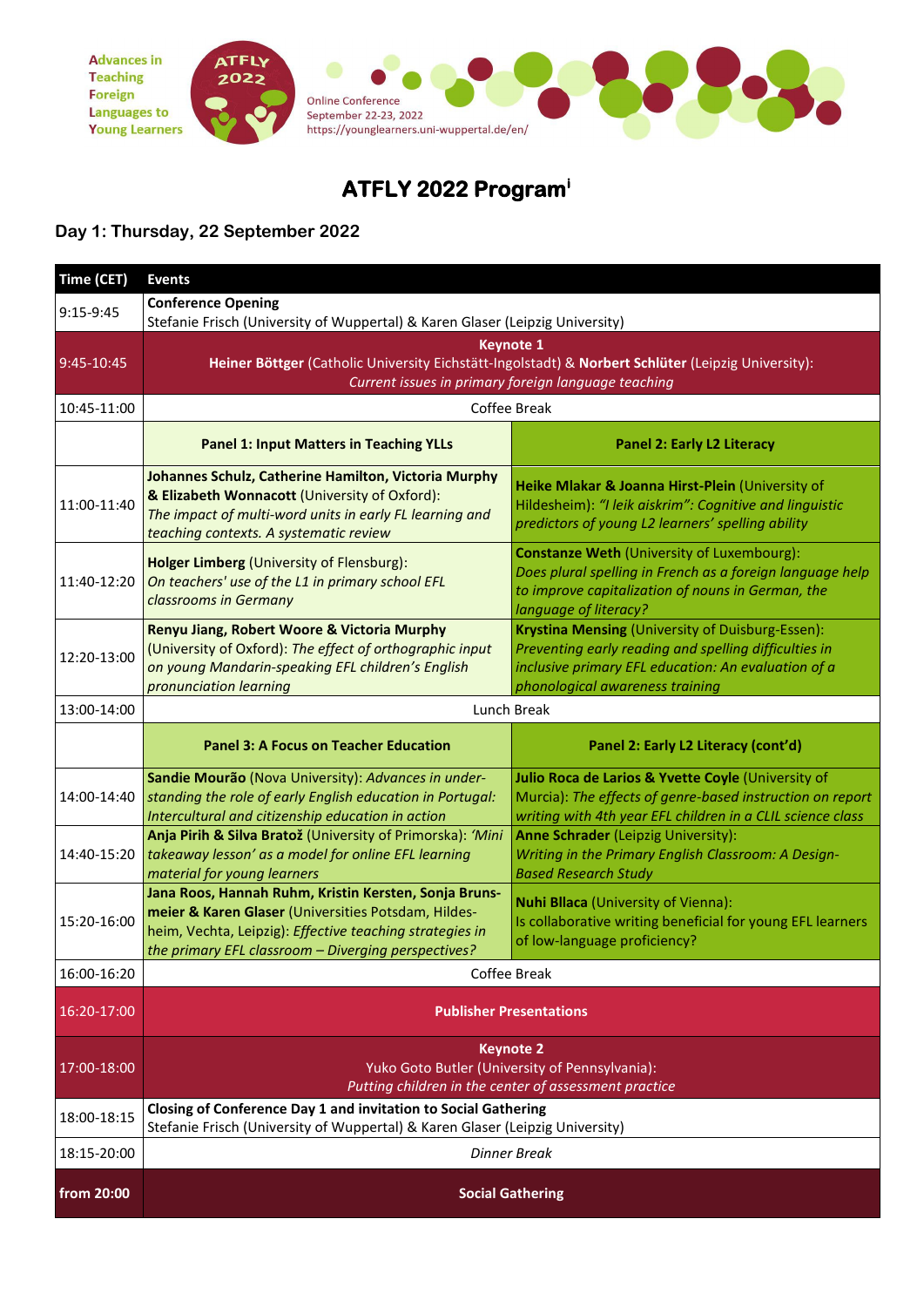Advances in Teaching Foreign Languages to Young Learners

ATFLY 2022

Online Conference
September 22-23, 2022
https://younglearners.uni-wuppertal.de/en/

# ATFLY 2022 Program[i]

## Day 1: Thursday, 22 September 2022

| Time (CET) | Events | |
|---|---|---|
| 9:15-9:45 | **Conference Opening**<br>Stefanie Frisch (University of Wuppertal) & Karen Glaser (Leipzig University) | |
| 9:45-10:45 | **Keynote 1**<br>**Heiner Böttger** (Catholic University Eichstätt-Ingolstadt) & **Norbert Schlüter** (Leipzig University): *Current issues in primary foreign language teaching* | |
| 10:45-11:00 | Coffee Break | |
| | **Panel 1: Input Matters in Teaching YLLs** | **Panel 2: Early L2 Literacy** |
| 11:00-11:40 | **Johannes Schulz, Catherine Hamilton, Victoria Murphy & Elizabeth Wonnacott** (University of Oxford): *The impact of multi-word units in early FL learning and teaching contexts. A systematic review* | **Heike Mlakar & Joanna Hirst-Plein** (University of Hildesheim): *"I leik aiskrim": Cognitive and linguistic predictors of young L2 learners' spelling ability* |
| 11:40-12:20 | **Holger Limberg** (University of Flensburg): *On teachers' use of the L1 in primary school EFL classrooms in Germany* | **Constanze Weth** (University of Luxembourg): *Does plural spelling in French as a foreign language help to improve capitalization of nouns in German, the language of literacy?* |
| 12:20-13:00 | **Renyu Jiang, Robert Woore & Victoria Murphy** (University of Oxford): *The effect of orthographic input on young Mandarin-speaking EFL children's English pronunciation learning* | **Krystina Mensing** (University of Duisburg-Essen): *Preventing early reading and spelling difficulties in inclusive primary EFL education: An evaluation of a phonological awareness training* |
| 13:00-14:00 | Lunch Break | |
| | **Panel 3: A Focus on Teacher Education** | **Panel 2: Early L2 Literacy (cont'd)** |
| 14:00-14:40 | **Sandie Mourão** (Nova University): *Advances in understanding the role of early English education in Portugal: Intercultural and citizenship education in action* | **Julio Roca de Larios & Yvette Coyle** (University of Murcia): *The effects of genre-based instruction on report writing with 4th year EFL children in a CLIL science class* |
| 14:40-15:20 | **Anja Pirih & Silva Bratož** (University of Primorska): *'Mini takeaway lesson' as a model for online EFL learning material for young learners* | **Anne Schrader** (Leipzig University): *Writing in the Primary English Classroom: A Design-Based Research Study* |
| 15:20-16:00 | **Jana Roos, Hannah Ruhm, Kristin Kersten, Sonja Brunsmeier & Karen Glaser** (Universities Potsdam, Hildesheim, Vechta, Leipzig): *Effective teaching strategies in the primary EFL classroom – Diverging perspectives?* | **Nuhi Bllaca** (University of Vienna): Is collaborative writing beneficial for young EFL learners of low-language proficiency? |
| 16:00-16:20 | Coffee Break | |
| 16:20-17:00 | **Publisher Presentations** | |
| 17:00-18:00 | **Keynote 2**<br>Yuko Goto Butler (University of Pennsylvania): *Putting children in the center of assessment practice* | |
| 18:00-18:15 | **Closing of Conference Day 1 and invitation to Social Gathering**<br>Stefanie Frisch (University of Wuppertal) & Karen Glaser (Leipzig University) | |
| 18:15-20:00 | *Dinner Break* | |
| **from 20:00** | **Social Gathering** | |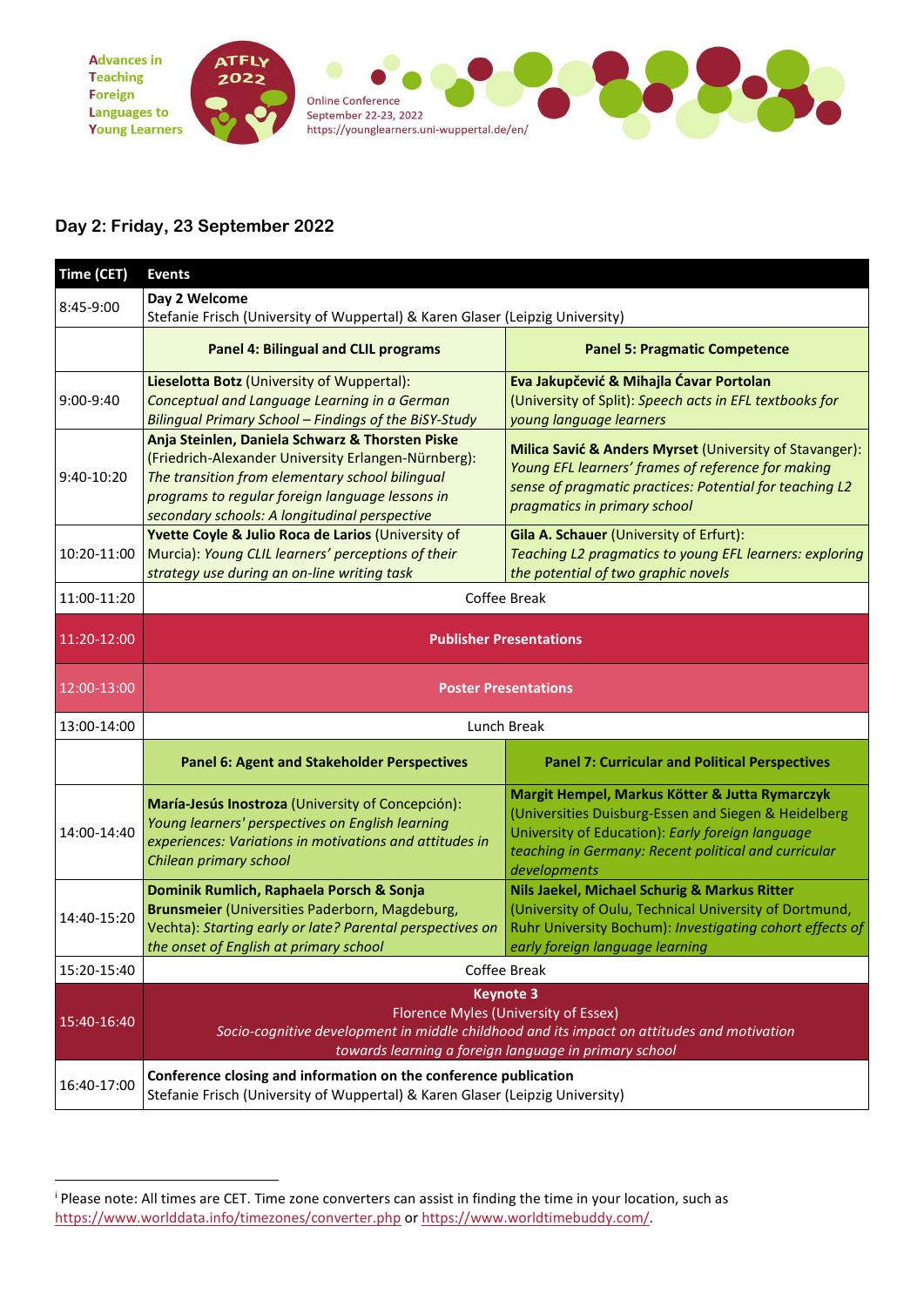Advances in Teaching Foreign Languages to Young Learners

ATFLY 2022

Online Conference
September 22-23, 2022
https://younglearners.uni-wuppertal.de/en/

## Day 2: Friday, 23 September 2022

| Time (CET) | Events | |
|---|---|---|
| 8:45-9:00 | **Day 2 Welcome**<br>Stefanie Frisch (University of Wuppertal) & Karen Glaser (Leipzig University) | |
| | **Panel 4: Bilingual and CLIL programs** | **Panel 5: Pragmatic Competence** |
| 9:00-9:40 | **Lieselotta Botz** (University of Wuppertal): *Conceptual and Language Learning in a German Bilingual Primary School – Findings of the BiSY-Study* | **Eva Jakupčević & Mihajla Ćavar Portolan** (University of Split): *Speech acts in EFL textbooks for young language learners* |
| 9:40-10:20 | **Anja Steinlen, Daniela Schwarz & Thorsten Piske** (Friedrich-Alexander University Erlangen-Nürnberg): *The transition from elementary school bilingual programs to regular foreign language lessons in secondary schools: A longitudinal perspective* | **Milica Savić & Anders Myrset** (University of Stavanger): *Young EFL learners' frames of reference for making sense of pragmatic practices: Potential for teaching L2 pragmatics in primary school* |
| 10:20-11:00 | **Yvette Coyle & Julio Roca de Larios** (University of Murcia): *Young CLIL learners' perceptions of their strategy use during an on-line writing task* | **Gila A. Schauer** (University of Erfurt): *Teaching L2 pragmatics to young EFL learners: exploring the potential of two graphic novels* |
| 11:00-11:20 | Coffee Break | |
| 11:20-12:00 | **Publisher Presentations** | |
| 12:00-13:00 | **Poster Presentations** | |
| 13:00-14:00 | Lunch Break | |
| | **Panel 6: Agent and Stakeholder Perspectives** | **Panel 7: Curricular and Political Perspectives** |
| 14:00-14:40 | **María-Jesús Inostroza** (University of Concepción): *Young learners' perspectives on English learning experiences: Variations in motivations and attitudes in Chilean primary school* | **Margit Hempel, Markus Kötter & Jutta Rymarczyk** (Universities Duisburg-Essen and Siegen & Heidelberg University of Education): *Early foreign language teaching in Germany: Recent political and curricular developments* |
| 14:40-15:20 | **Dominik Rumlich, Raphaela Porsch & Sonja Brunsmeier** (Universities Paderborn, Magdeburg, Vechta): *Starting early or late? Parental perspectives on the onset of English at primary school* | **Nils Jaekel, Michael Schurig & Markus Ritter** (University of Oulu, Technical University of Dortmund, Ruhr University Bochum): *Investigating cohort effects of early foreign language learning* |
| 15:20-15:40 | Coffee Break | |
| 15:40-16:40 | **Keynote 3**<br>Florence Myles (University of Essex)<br>*Socio-cognitive development in middle childhood and its impact on attitudes and motivation towards learning a foreign language in primary school* | |
| 16:40-17:00 | **Conference closing and information on the conference publication**<br>Stefanie Frisch (University of Wuppertal) & Karen Glaser (Leipzig University) | |

[i] Please note: All times are CET. Time zone converters can assist in finding the time in your location, such as https://www.worlddata.info/timezones/converter.php or https://www.worldtimebuddy.com/.